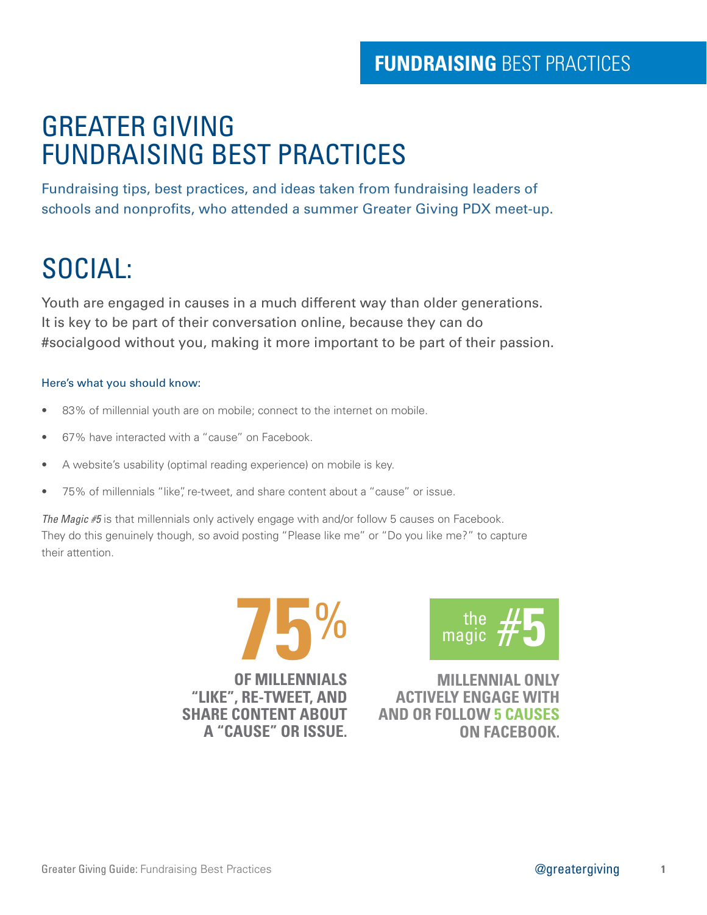# GREATER GIVING FUNDRAISING BEST PRACTICES

Fundraising tips, best practices, and ideas taken from fundraising leaders of schools and nonprofits, who attended a summer Greater Giving PDX meet-up.

## SOCIAL:

Youth are engaged in causes in a much different way than older generations. It is key to be part of their conversation online, because they can do #socialgood without you, making it more important to be part of their passion.

Here's what you should know:

- 83% of millennial youth are on mobile; connect to the internet on mobile.
- 67% have interacted with a "cause" on Facebook.
- A website's usability (optimal reading experience) on mobile is key.
- 75% of millennials "like", re-tweet, and share content about a "cause" or issue.

*The Magic #5* is that millennials only actively engage with and/or follow 5 causes on Facebook. They do this genuinely though, so avoid posting "Please like me" or "Do you like me?" to capture their attention.

**75%**

**OF MILLENNIALS "LIKE", RE-TWEET, AND SHARE CONTENT ABOUT A "CAUSE" OR ISSUE.**

**the magic #5**

**MILLENNIAL ONLY ACTIVELY ENGAGE WITH AND OR FOLLOW 5 CAUSES ON FACEBOOK.**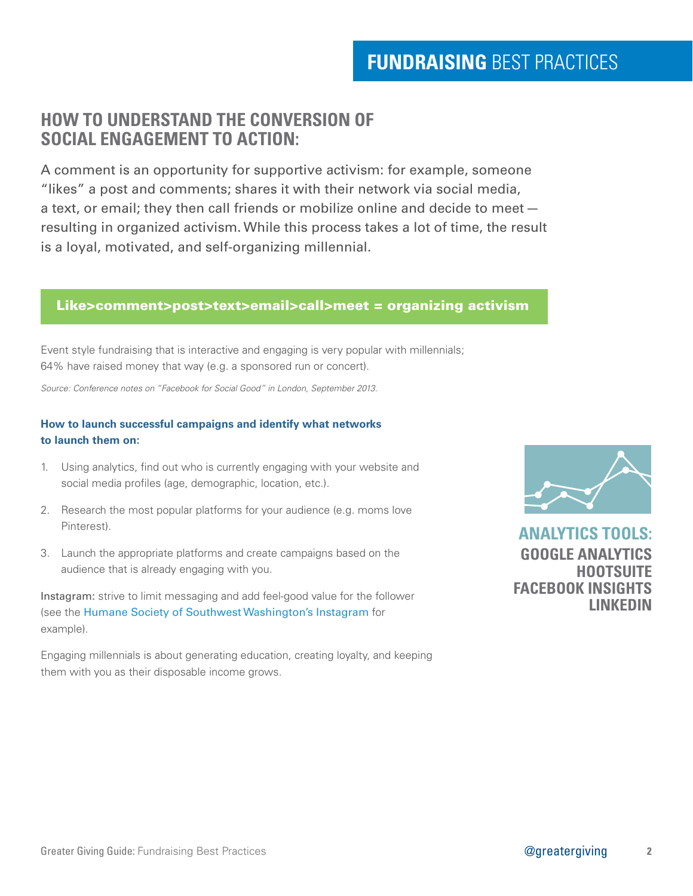## HOW TO UNDERSTAND THE CONVERSION OF SOCIAL ENGAGEMENT TO ACTION:

A comment is an opportunity for supportive activism: for example, someone "likes" a post and comments; shares it with their network via social media, a text, or email; they then call friends or mobilize online and decide to meet — resulting in organized activism. While this process takes a lot of time, the result is a loyal, motivated, and self-organizing millennial.

**Like>comment>post>text>email>call>meet = organizing activism**

Event style fundraising that is interactive and engaging is very popular with millennials; 64% have raised money that way (e.g. a sponsored run or concert).

*Source: Conference notes on "Facebook for Social Good" in London, September 2013.*

**How to launch successful campaigns and identify what networks to launch them on:**

1. Using analytics, find out who is currently engaging with your website and social media profiles (age, demographic, location, etc.).
2. Research the most popular platforms for your audience (e.g. moms love Pinterest).
3. Launch the appropriate platforms and create campaigns based on the audience that is already engaging with you.

Instagram: strive to limit messaging and add feel-good value for the follower (see the Humane Society of Southwest Washington's Instagram for example).

Engaging millennials is about generating education, creating loyalty, and keeping them with you as their disposable income grows.

**ANALYTICS TOOLS:**

**GOOGLE ANALYTICS**
**HOOTSUITE**
**FACEBOOK INSIGHTS**
**LINKEDIN**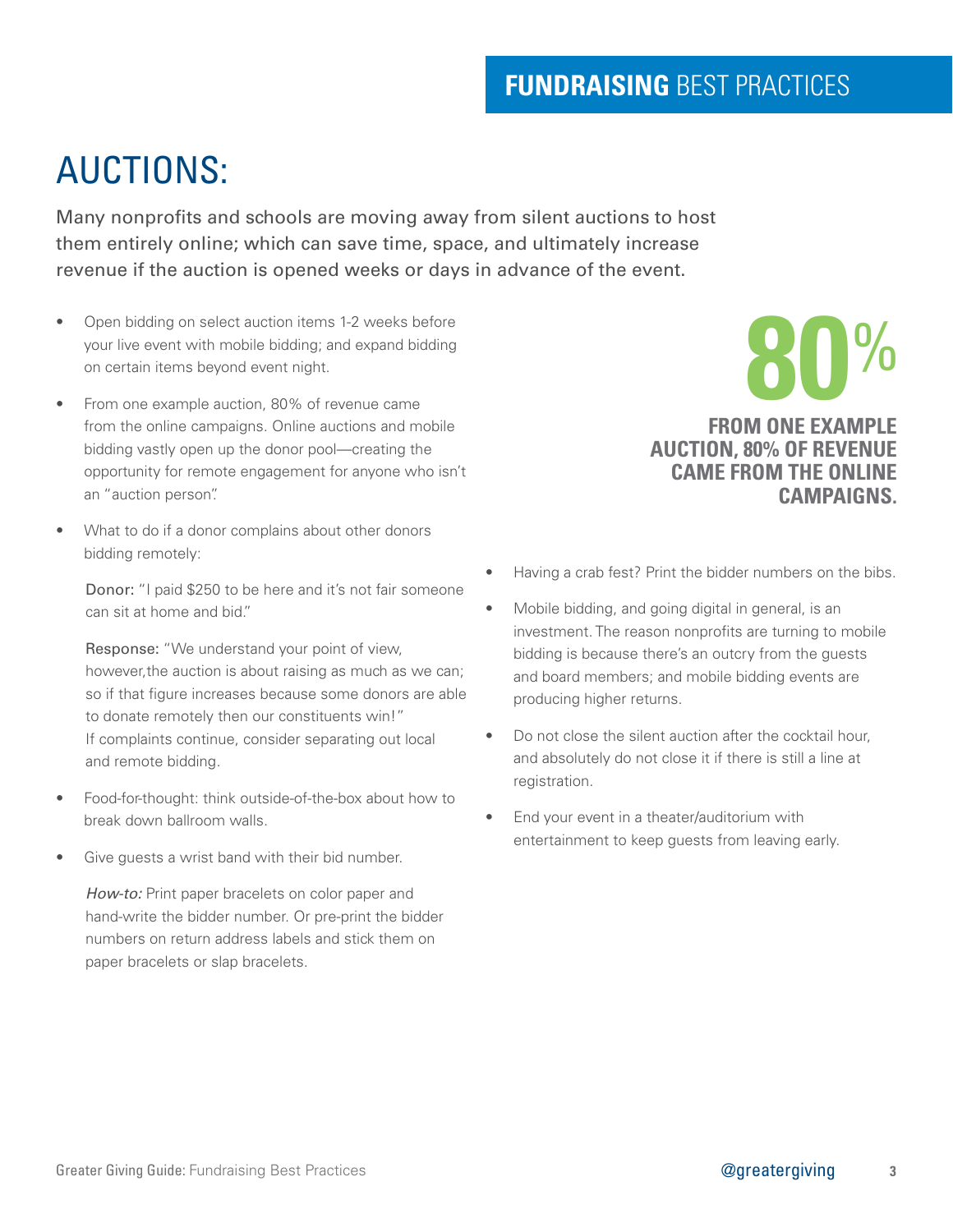# AUCTIONS:

Many nonprofits and schools are moving away from silent auctions to host them entirely online; which can save time, space, and ultimately increase revenue if the auction is opened weeks or days in advance of the event.

- Open bidding on select auction items 1-2 weeks before your live event with mobile bidding; and expand bidding on certain items beyond event night.
- From one example auction, 80% of revenue came from the online campaigns. Online auctions and mobile bidding vastly open up the donor pool—creating the opportunity for remote engagement for anyone who isn't an "auction person".
- What to do if a donor complains about other donors bidding remotely:

  Donor: "I paid $250 to be here and it's not fair someone can sit at home and bid."

  Response: "We understand your point of view, however,the auction is about raising as much as we can; so if that figure increases because some donors are able to donate remotely then our constituents win!" If complaints continue, consider separating out local and remote bidding.

- Food-for-thought: think outside-of-the-box about how to break down ballroom walls.
- Give guests a wrist band with their bid number.

  *How-to:* Print paper bracelets on color paper and hand-write the bidder number. Or pre-print the bidder numbers on return address labels and stick them on paper bracelets or slap bracelets.

**80%**

**FROM ONE EXAMPLE AUCTION, 80% OF REVENUE CAME FROM THE ONLINE CAMPAIGNS.**

- Having a crab fest? Print the bidder numbers on the bibs.
- Mobile bidding, and going digital in general, is an investment. The reason nonprofits are turning to mobile bidding is because there's an outcry from the guests and board members; and mobile bidding events are producing higher returns.
- Do not close the silent auction after the cocktail hour, and absolutely do not close it if there is still a line at registration.
- End your event in a theater/auditorium with entertainment to keep guests from leaving early.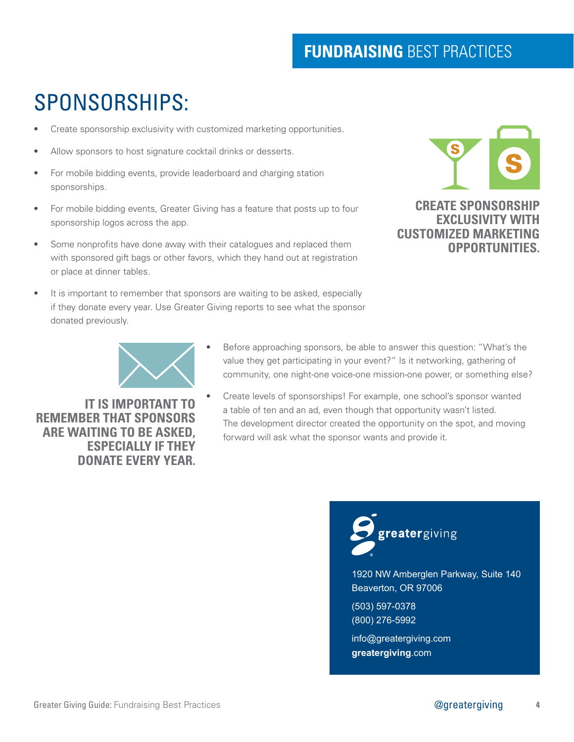## FUNDRAISING BEST PRACTICES

# SPONSORSHIPS:

- Create sponsorship exclusivity with customized marketing opportunities.
- Allow sponsors to host signature cocktail drinks or desserts.
- For mobile bidding events, provide leaderboard and charging station sponsorships.
- For mobile bidding events, Greater Giving has a feature that posts up to four sponsorship logos across the app.
- Some nonprofits have done away with their catalogues and replaced them with sponsored gift bags or other favors, which they hand out at registration or place at dinner tables.
- It is important to remember that sponsors are waiting to be asked, especially if they donate every year. Use Greater Giving reports to see what the sponsor donated previously.

**CREATE SPONSORSHIP EXCLUSIVITY WITH CUSTOMIZED MARKETING OPPORTUNITIES.**

- Before approaching sponsors, be able to answer this question: "What's the value they get participating in your event?" Is it networking, gathering of community, one night-one voice-one mission-one power, or something else?
- Create levels of sponsorships! For example, one school's sponsor wanted a table of ten and an ad, even though that opportunity wasn't listed. The development director created the opportunity on the spot, and moving forward will ask what the sponsor wants and provide it.

**IT IS IMPORTANT TO REMEMBER THAT SPONSORS ARE WAITING TO BE ASKED, ESPECIALLY IF THEY DONATE EVERY YEAR.**

**greater**giving

1920 NW Amberglen Parkway, Suite 140
Beaverton, OR 97006

(503) 597-0378
(800) 276-5992

info@greatergiving.com
**greatergiving**.com